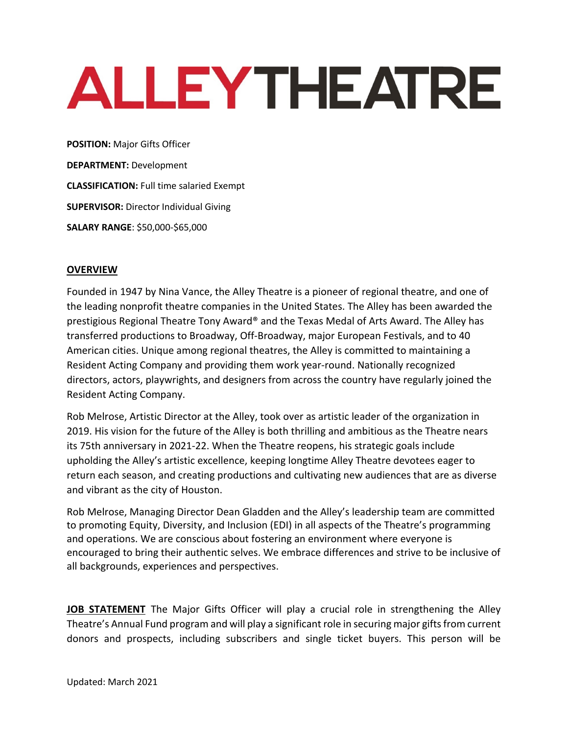# ALLEY THEATRE

**POSITION:** Major Gifts Officer

**DEPARTMENT:** Development

**CLASSIFICATION:** Full time salaried Exempt

**SUPERVISOR:** Director Individual Giving

**SALARY RANGE**: $50,000-$65,000

## OVERVIEW

Founded in 1947 by Nina Vance, the Alley Theatre is a pioneer of regional theatre, and one of the leading nonprofit theatre companies in the United States. The Alley has been awarded the prestigious Regional Theatre Tony Award® and the Texas Medal of Arts Award. The Alley has transferred productions to Broadway, Off-Broadway, major European Festivals, and to 40 American cities. Unique among regional theatres, the Alley is committed to maintaining a Resident Acting Company and providing them work year-round. Nationally recognized directors, actors, playwrights, and designers from across the country have regularly joined the Resident Acting Company.

Rob Melrose, Artistic Director at the Alley, took over as artistic leader of the organization in 2019. His vision for the future of the Alley is both thrilling and ambitious as the Theatre nears its 75th anniversary in 2021-22. When the Theatre reopens, his strategic goals include upholding the Alley's artistic excellence, keeping longtime Alley Theatre devotees eager to return each season, and creating productions and cultivating new audiences that are as diverse and vibrant as the city of Houston.

Rob Melrose, Managing Director Dean Gladden and the Alley's leadership team are committed to promoting Equity, Diversity, and Inclusion (EDI) in all aspects of the Theatre's programming and operations. We are conscious about fostering an environment where everyone is encouraged to bring their authentic selves. We embrace differences and strive to be inclusive of all backgrounds, experiences and perspectives.

**JOB STATEMENT** The Major Gifts Officer will play a crucial role in strengthening the Alley Theatre's Annual Fund program and will play a significant role in securing major gifts from current donors and prospects, including subscribers and single ticket buyers. This person will be

Updated: March 2021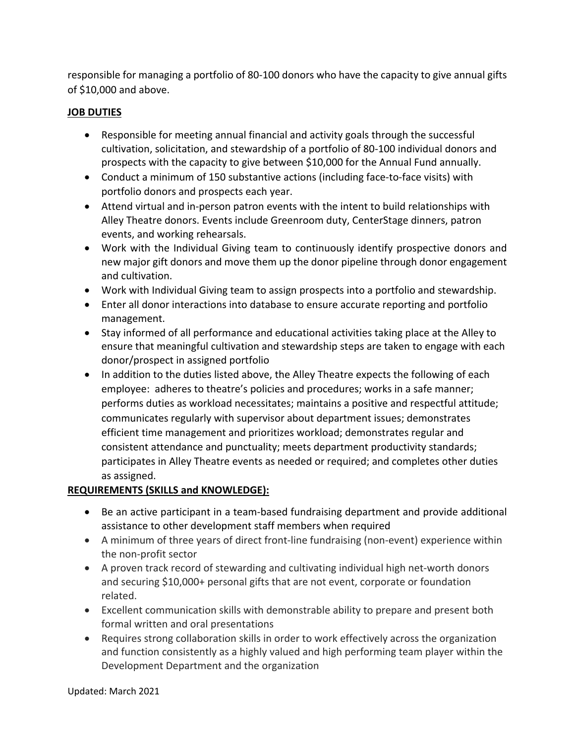responsible for managing a portfolio of 80-100 donors who have the capacity to give annual gifts of $10,000 and above.

**JOB DUTIES**

- Responsible for meeting annual financial and activity goals through the successful cultivation, solicitation, and stewardship of a portfolio of 80-100 individual donors and prospects with the capacity to give between $10,000 for the Annual Fund annually.
- Conduct a minimum of 150 substantive actions (including face-to-face visits) with portfolio donors and prospects each year.
- Attend virtual and in-person patron events with the intent to build relationships with Alley Theatre donors. Events include Greenroom duty, CenterStage dinners, patron events, and working rehearsals.
- Work with the Individual Giving team to continuously identify prospective donors and new major gift donors and move them up the donor pipeline through donor engagement and cultivation.
- Work with Individual Giving team to assign prospects into a portfolio and stewardship.
- Enter all donor interactions into database to ensure accurate reporting and portfolio management.
- Stay informed of all performance and educational activities taking place at the Alley to ensure that meaningful cultivation and stewardship steps are taken to engage with each donor/prospect in assigned portfolio
- In addition to the duties listed above, the Alley Theatre expects the following of each employee: adheres to theatre's policies and procedures; works in a safe manner; performs duties as workload necessitates; maintains a positive and respectful attitude; communicates regularly with supervisor about department issues; demonstrates efficient time management and prioritizes workload; demonstrates regular and consistent attendance and punctuality; meets department productivity standards; participates in Alley Theatre events as needed or required; and completes other duties as assigned.

**REQUIREMENTS (SKILLS and KNOWLEDGE):**

- Be an active participant in a team-based fundraising department and provide additional assistance to other development staff members when required
- A minimum of three years of direct front-line fundraising (non-event) experience within the non-profit sector
- A proven track record of stewarding and cultivating individual high net-worth donors and securing $10,000+ personal gifts that are not event, corporate or foundation related.
- Excellent communication skills with demonstrable ability to prepare and present both formal written and oral presentations
- Requires strong collaboration skills in order to work effectively across the organization and function consistently as a highly valued and high performing team player within the Development Department and the organization

Updated: March 2021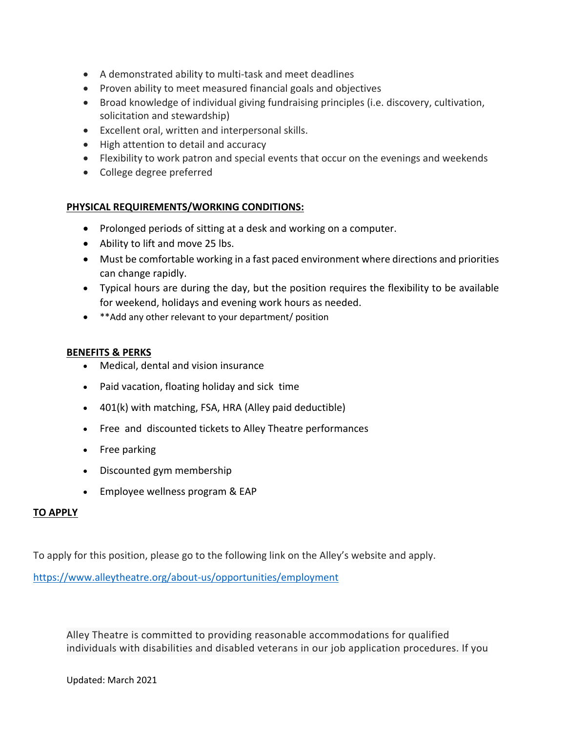- A demonstrated ability to multi-task and meet deadlines
- Proven ability to meet measured financial goals and objectives
- Broad knowledge of individual giving fundraising principles (i.e. discovery, cultivation, solicitation and stewardship)
- Excellent oral, written and interpersonal skills.
- High attention to detail and accuracy
- Flexibility to work patron and special events that occur on the evenings and weekends
- College degree preferred

**PHYSICAL REQUIREMENTS/WORKING CONDITIONS:**

- Prolonged periods of sitting at a desk and working on a computer.
- Ability to lift and move 25 lbs.
- Must be comfortable working in a fast paced environment where directions and priorities can change rapidly.
- Typical hours are during the day, but the position requires the flexibility to be available for weekend, holidays and evening work hours as needed.
- **Add any other relevant to your department/ position

**BENEFITS & PERKS**

- Medical, dental and vision insurance
- Paid vacation, floating holiday and sick time
- 401(k) with matching, FSA, HRA (Alley paid deductible)
- Free and discounted tickets to Alley Theatre performances
- Free parking
- Discounted gym membership
- Employee wellness program & EAP

**TO APPLY**

To apply for this position, please go to the following link on the Alley's website and apply.

https://www.alleytheatre.org/about-us/opportunities/employment

Alley Theatre is committed to providing reasonable accommodations for qualified individuals with disabilities and disabled veterans in our job application procedures. If you

Updated: March 2021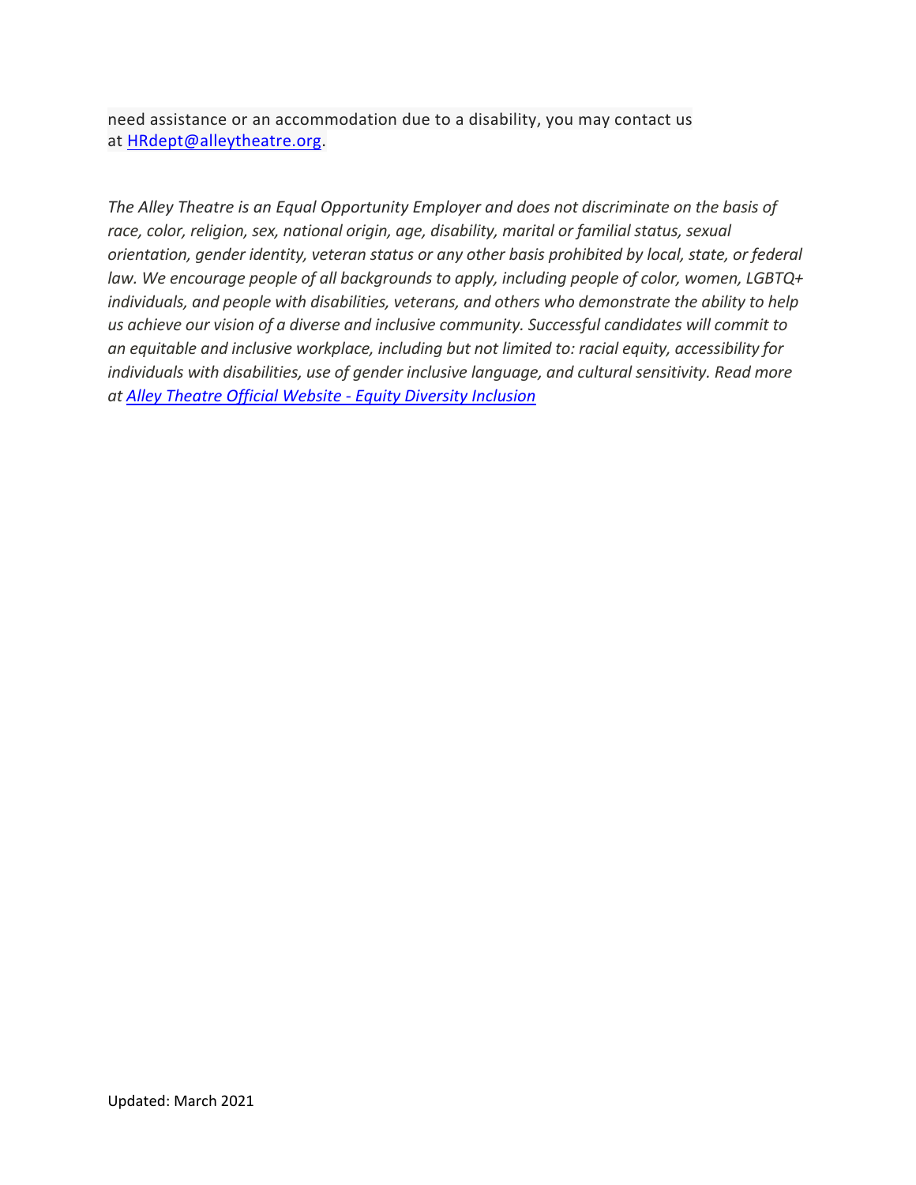need assistance or an accommodation due to a disability, you may contact us at [HRdept@alleytheatre.org](mailto:HRdept@alleytheatre.org).

*The Alley Theatre is an Equal Opportunity Employer and does not discriminate on the basis of race, color, religion, sex, national origin, age, disability, marital or familial status, sexual orientation, gender identity, veteran status or any other basis prohibited by local, state, or federal law. We encourage people of all backgrounds to apply, including people of color, women, LGBTQ+ individuals, and people with disabilities, veterans, and others who demonstrate the ability to help us achieve our vision of a diverse and inclusive community. Successful candidates will commit to an equitable and inclusive workplace, including but not limited to: racial equity, accessibility for individuals with disabilities, use of gender inclusive language, and cultural sensitivity. Read more at Alley Theatre Official Website - Equity Diversity Inclusion*

Updated: March 2021